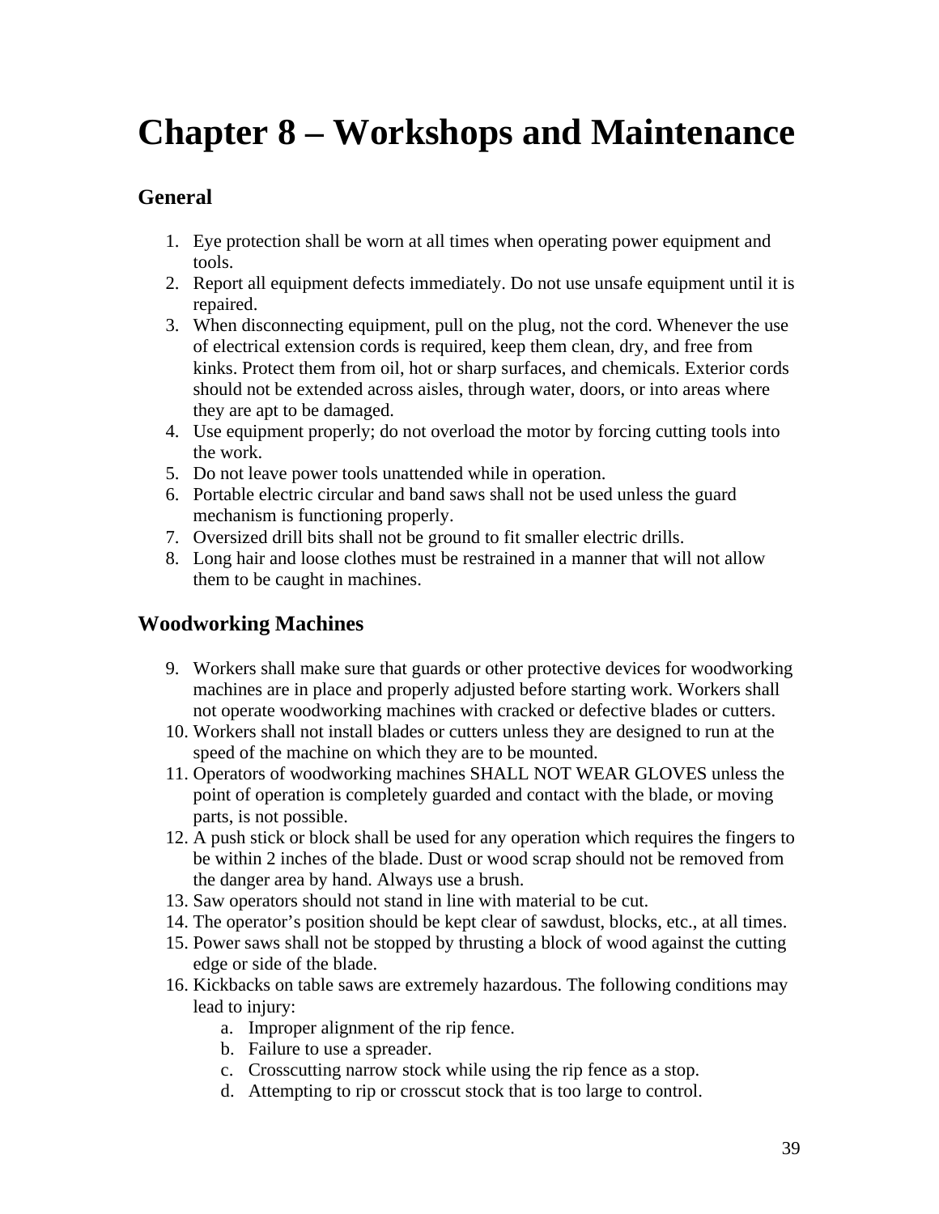# Chapter 8 – Workshops and Maintenance

## General

1. Eye protection shall be worn at all times when operating power equipment and tools.
2. Report all equipment defects immediately. Do not use unsafe equipment until it is repaired.
3. When disconnecting equipment, pull on the plug, not the cord. Whenever the use of electrical extension cords is required, keep them clean, dry, and free from kinks. Protect them from oil, hot or sharp surfaces, and chemicals. Exterior cords should not be extended across aisles, through water, doors, or into areas where they are apt to be damaged.
4. Use equipment properly; do not overload the motor by forcing cutting tools into the work.
5. Do not leave power tools unattended while in operation.
6. Portable electric circular and band saws shall not be used unless the guard mechanism is functioning properly.
7. Oversized drill bits shall not be ground to fit smaller electric drills.
8. Long hair and loose clothes must be restrained in a manner that will not allow them to be caught in machines.

## Woodworking Machines

9. Workers shall make sure that guards or other protective devices for woodworking machines are in place and properly adjusted before starting work. Workers shall not operate woodworking machines with cracked or defective blades or cutters.
10. Workers shall not install blades or cutters unless they are designed to run at the speed of the machine on which they are to be mounted.
11. Operators of woodworking machines SHALL NOT WEAR GLOVES unless the point of operation is completely guarded and contact with the blade, or moving parts, is not possible.
12. A push stick or block shall be used for any operation which requires the fingers to be within 2 inches of the blade. Dust or wood scrap should not be removed from the danger area by hand. Always use a brush.
13. Saw operators should not stand in line with material to be cut.
14. The operator's position should be kept clear of sawdust, blocks, etc., at all times.
15. Power saws shall not be stopped by thrusting a block of wood against the cutting edge or side of the blade.
16. Kickbacks on table saws are extremely hazardous. The following conditions may lead to injury:
    a. Improper alignment of the rip fence.
    b. Failure to use a spreader.
    c. Crosscutting narrow stock while using the rip fence as a stop.
    d. Attempting to rip or crosscut stock that is too large to control.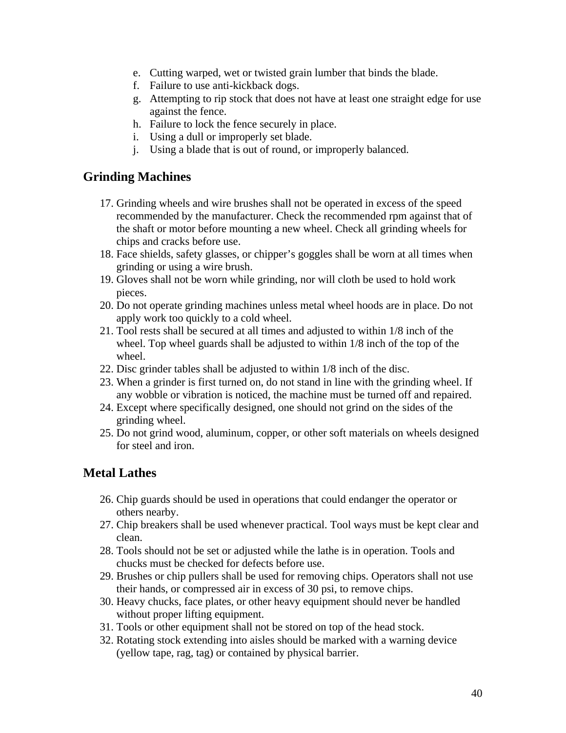e. Cutting warped, wet or twisted grain lumber that binds the blade.
f. Failure to use anti-kickback dogs.
g. Attempting to rip stock that does not have at least one straight edge for use against the fence.
h. Failure to lock the fence securely in place.
i. Using a dull or improperly set blade.
j. Using a blade that is out of round, or improperly balanced.

## Grinding Machines

17. Grinding wheels and wire brushes shall not be operated in excess of the speed recommended by the manufacturer. Check the recommended rpm against that of the shaft or motor before mounting a new wheel. Check all grinding wheels for chips and cracks before use.
18. Face shields, safety glasses, or chipper's goggles shall be worn at all times when grinding or using a wire brush.
19. Gloves shall not be worn while grinding, nor will cloth be used to hold work pieces.
20. Do not operate grinding machines unless metal wheel hoods are in place. Do not apply work too quickly to a cold wheel.
21. Tool rests shall be secured at all times and adjusted to within 1/8 inch of the wheel. Top wheel guards shall be adjusted to within 1/8 inch of the top of the wheel.
22. Disc grinder tables shall be adjusted to within 1/8 inch of the disc.
23. When a grinder is first turned on, do not stand in line with the grinding wheel. If any wobble or vibration is noticed, the machine must be turned off and repaired.
24. Except where specifically designed, one should not grind on the sides of the grinding wheel.
25. Do not grind wood, aluminum, copper, or other soft materials on wheels designed for steel and iron.

## Metal Lathes

26. Chip guards should be used in operations that could endanger the operator or others nearby.
27. Chip breakers shall be used whenever practical. Tool ways must be kept clear and clean.
28. Tools should not be set or adjusted while the lathe is in operation. Tools and chucks must be checked for defects before use.
29. Brushes or chip pullers shall be used for removing chips. Operators shall not use their hands, or compressed air in excess of 30 psi, to remove chips.
30. Heavy chucks, face plates, or other heavy equipment should never be handled without proper lifting equipment.
31. Tools or other equipment shall not be stored on top of the head stock.
32. Rotating stock extending into aisles should be marked with a warning device (yellow tape, rag, tag) or contained by physical barrier.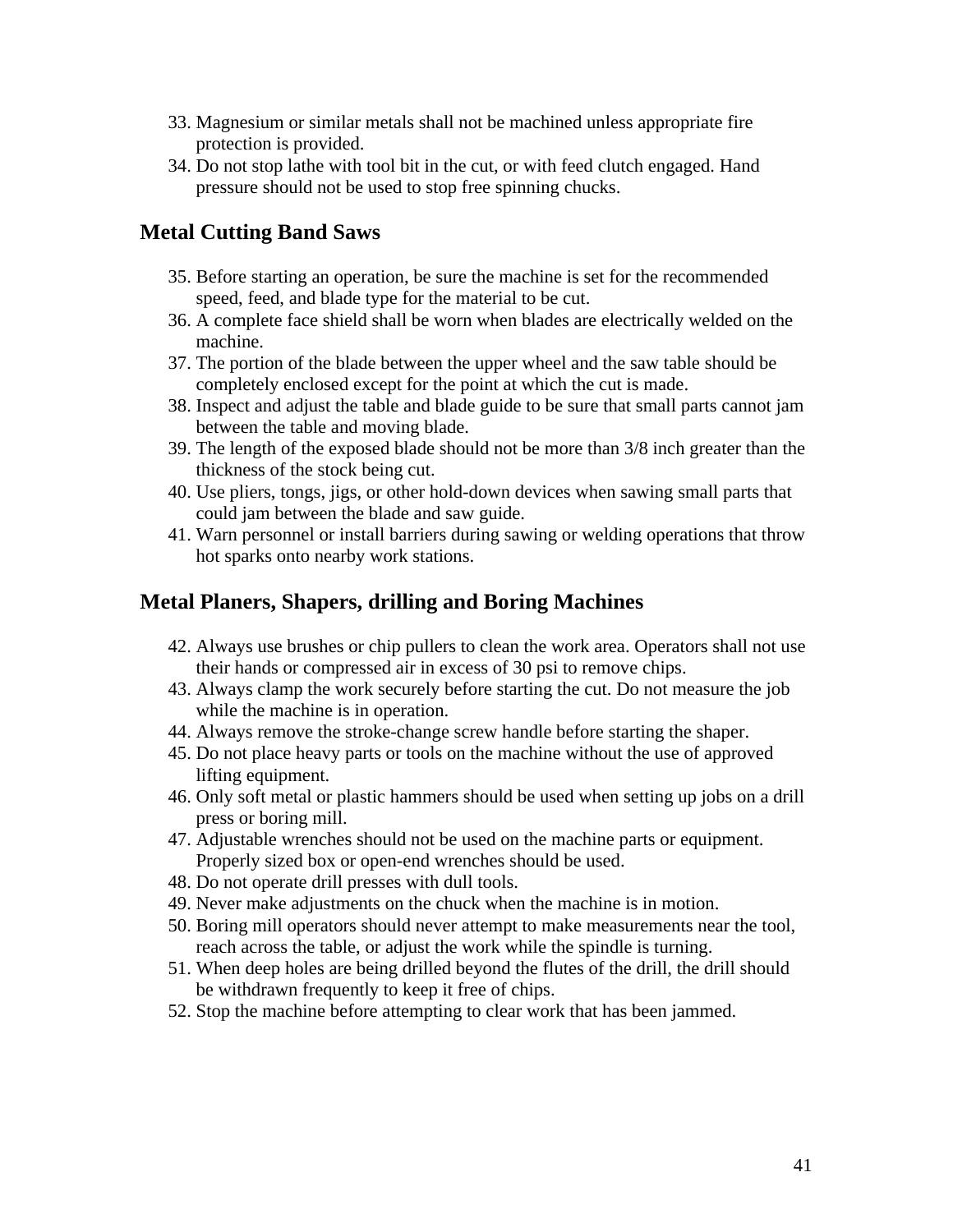33. Magnesium or similar metals shall not be machined unless appropriate fire protection is provided.
34. Do not stop lathe with tool bit in the cut, or with feed clutch engaged. Hand pressure should not be used to stop free spinning chucks.

## Metal Cutting Band Saws

35. Before starting an operation, be sure the machine is set for the recommended speed, feed, and blade type for the material to be cut.
36. A complete face shield shall be worn when blades are electrically welded on the machine.
37. The portion of the blade between the upper wheel and the saw table should be completely enclosed except for the point at which the cut is made.
38. Inspect and adjust the table and blade guide to be sure that small parts cannot jam between the table and moving blade.
39. The length of the exposed blade should not be more than 3/8 inch greater than the thickness of the stock being cut.
40. Use pliers, tongs, jigs, or other hold-down devices when sawing small parts that could jam between the blade and saw guide.
41. Warn personnel or install barriers during sawing or welding operations that throw hot sparks onto nearby work stations.

## Metal Planers, Shapers, drilling and Boring Machines

42. Always use brushes or chip pullers to clean the work area. Operators shall not use their hands or compressed air in excess of 30 psi to remove chips.
43. Always clamp the work securely before starting the cut. Do not measure the job while the machine is in operation.
44. Always remove the stroke-change screw handle before starting the shaper.
45. Do not place heavy parts or tools on the machine without the use of approved lifting equipment.
46. Only soft metal or plastic hammers should be used when setting up jobs on a drill press or boring mill.
47. Adjustable wrenches should not be used on the machine parts or equipment. Properly sized box or open-end wrenches should be used.
48. Do not operate drill presses with dull tools.
49. Never make adjustments on the chuck when the machine is in motion.
50. Boring mill operators should never attempt to make measurements near the tool, reach across the table, or adjust the work while the spindle is turning.
51. When deep holes are being drilled beyond the flutes of the drill, the drill should be withdrawn frequently to keep it free of chips.
52. Stop the machine before attempting to clear work that has been jammed.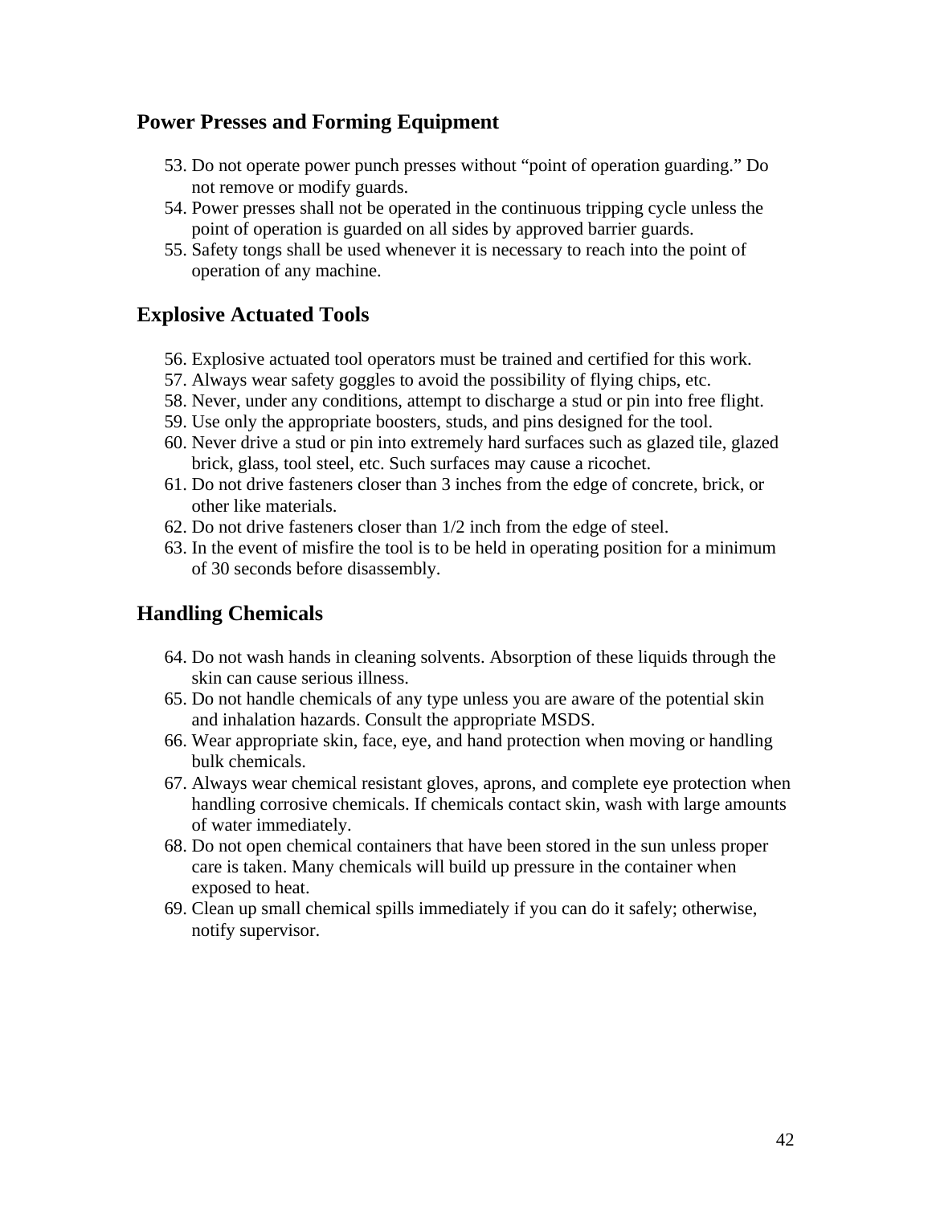## Power Presses and Forming Equipment

53. Do not operate power punch presses without "point of operation guarding." Do not remove or modify guards.
54. Power presses shall not be operated in the continuous tripping cycle unless the point of operation is guarded on all sides by approved barrier guards.
55. Safety tongs shall be used whenever it is necessary to reach into the point of operation of any machine.

## Explosive Actuated Tools

56. Explosive actuated tool operators must be trained and certified for this work.
57. Always wear safety goggles to avoid the possibility of flying chips, etc.
58. Never, under any conditions, attempt to discharge a stud or pin into free flight.
59. Use only the appropriate boosters, studs, and pins designed for the tool.
60. Never drive a stud or pin into extremely hard surfaces such as glazed tile, glazed brick, glass, tool steel, etc. Such surfaces may cause a ricochet.
61. Do not drive fasteners closer than 3 inches from the edge of concrete, brick, or other like materials.
62. Do not drive fasteners closer than 1/2 inch from the edge of steel.
63. In the event of misfire the tool is to be held in operating position for a minimum of 30 seconds before disassembly.

## Handling Chemicals

64. Do not wash hands in cleaning solvents. Absorption of these liquids through the skin can cause serious illness.
65. Do not handle chemicals of any type unless you are aware of the potential skin and inhalation hazards. Consult the appropriate MSDS.
66. Wear appropriate skin, face, eye, and hand protection when moving or handling bulk chemicals.
67. Always wear chemical resistant gloves, aprons, and complete eye protection when handling corrosive chemicals. If chemicals contact skin, wash with large amounts of water immediately.
68. Do not open chemical containers that have been stored in the sun unless proper care is taken. Many chemicals will build up pressure in the container when exposed to heat.
69. Clean up small chemical spills immediately if you can do it safely; otherwise, notify supervisor.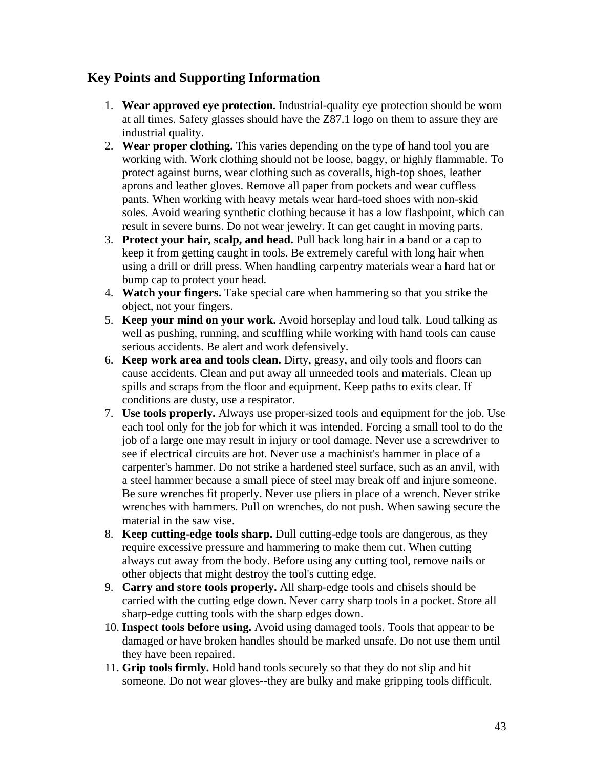## Key Points and Supporting Information

1. **Wear approved eye protection.** Industrial-quality eye protection should be worn at all times. Safety glasses should have the Z87.1 logo on them to assure they are industrial quality.
2. **Wear proper clothing.** This varies depending on the type of hand tool you are working with. Work clothing should not be loose, baggy, or highly flammable. To protect against burns, wear clothing such as coveralls, high-top shoes, leather aprons and leather gloves. Remove all paper from pockets and wear cuffless pants. When working with heavy metals wear hard-toed shoes with non-skid soles. Avoid wearing synthetic clothing because it has a low flashpoint, which can result in severe burns. Do not wear jewelry. It can get caught in moving parts.
3. **Protect your hair, scalp, and head.** Pull back long hair in a band or a cap to keep it from getting caught in tools. Be extremely careful with long hair when using a drill or drill press. When handling carpentry materials wear a hard hat or bump cap to protect your head.
4. **Watch your fingers.** Take special care when hammering so that you strike the object, not your fingers.
5. **Keep your mind on your work.** Avoid horseplay and loud talk. Loud talking as well as pushing, running, and scuffling while working with hand tools can cause serious accidents. Be alert and work defensively.
6. **Keep work area and tools clean.** Dirty, greasy, and oily tools and floors can cause accidents. Clean and put away all unneeded tools and materials. Clean up spills and scraps from the floor and equipment. Keep paths to exits clear. If conditions are dusty, use a respirator.
7. **Use tools properly.** Always use proper-sized tools and equipment for the job. Use each tool only for the job for which it was intended. Forcing a small tool to do the job of a large one may result in injury or tool damage. Never use a screwdriver to see if electrical circuits are hot. Never use a machinist's hammer in place of a carpenter's hammer. Do not strike a hardened steel surface, such as an anvil, with a steel hammer because a small piece of steel may break off and injure someone. Be sure wrenches fit properly. Never use pliers in place of a wrench. Never strike wrenches with hammers. Pull on wrenches, do not push. When sawing secure the material in the saw vise.
8. **Keep cutting-edge tools sharp.** Dull cutting-edge tools are dangerous, as they require excessive pressure and hammering to make them cut. When cutting always cut away from the body. Before using any cutting tool, remove nails or other objects that might destroy the tool's cutting edge.
9. **Carry and store tools properly.** All sharp-edge tools and chisels should be carried with the cutting edge down. Never carry sharp tools in a pocket. Store all sharp-edge cutting tools with the sharp edges down.
10. **Inspect tools before using.** Avoid using damaged tools. Tools that appear to be damaged or have broken handles should be marked unsafe. Do not use them until they have been repaired.
11. **Grip tools firmly.** Hold hand tools securely so that they do not slip and hit someone. Do not wear gloves--they are bulky and make gripping tools difficult.